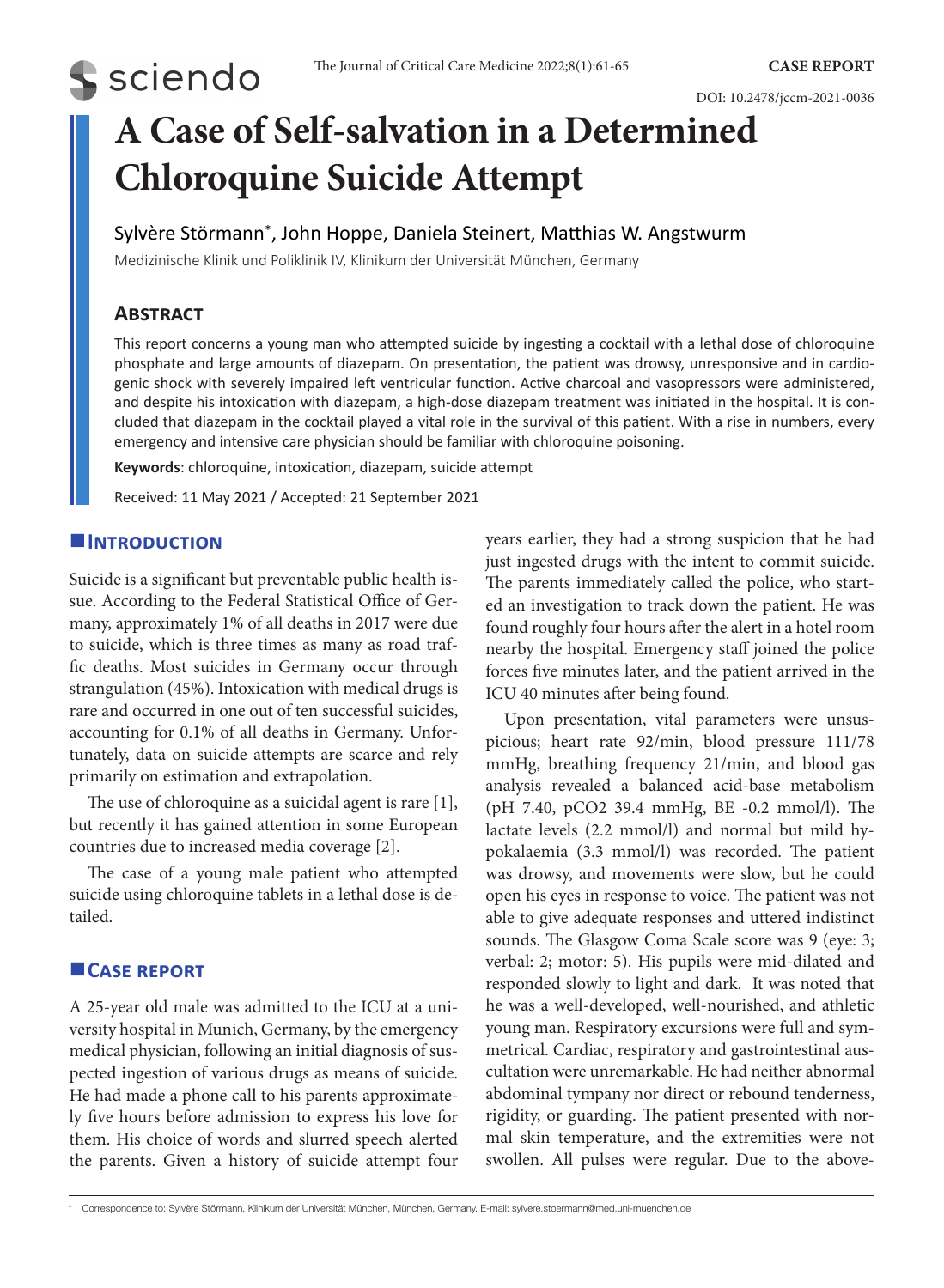CASE REPORT

DOI: 10.2478/jccm-2021-0036

# A Case of Self-salvation in a Determined Chloroquine Suicide Attempt

Sylvère Störmann*, John Hoppe, Daniela Steinert, Matthias W. Angstwurm

Medizinische Klinik und Poliklinik IV, Klinikum der Universität München, Germany

## Abstract

This report concerns a young man who attempted suicide by ingesting a cocktail with a lethal dose of chloroquine phosphate and large amounts of diazepam. On presentation, the patient was drowsy, unresponsive and in cardiogenic shock with severely impaired left ventricular function. Active charcoal and vasopressors were administered, and despite his intoxication with diazepam, a high-dose diazepam treatment was initiated in the hospital. It is concluded that diazepam in the cocktail played a vital role in the survival of this patient. With a rise in numbers, every emergency and intensive care physician should be familiar with chloroquine poisoning.

**Keywords**: chloroquine, intoxication, diazepam, suicide attempt

Received: 11 May 2021 / Accepted: 21 September 2021

## Introduction

Suicide is a significant but preventable public health issue. According to the Federal Statistical Office of Germany, approximately 1% of all deaths in 2017 were due to suicide, which is three times as many as road traffic deaths. Most suicides in Germany occur through strangulation (45%). Intoxication with medical drugs is rare and occurred in one out of ten successful suicides, accounting for 0.1% of all deaths in Germany. Unfortunately, data on suicide attempts are scarce and rely primarily on estimation and extrapolation.

The use of chloroquine as a suicidal agent is rare [1], but recently it has gained attention in some European countries due to increased media coverage [2].

The case of a young male patient who attempted suicide using chloroquine tablets in a lethal dose is detailed.

## Case report

A 25-year old male was admitted to the ICU at a university hospital in Munich, Germany, by the emergency medical physician, following an initial diagnosis of suspected ingestion of various drugs as means of suicide. He had made a phone call to his parents approximately five hours before admission to express his love for them. His choice of words and slurred speech alerted the parents. Given a history of suicide attempt four years earlier, they had a strong suspicion that he had just ingested drugs with the intent to commit suicide. The parents immediately called the police, who started an investigation to track down the patient. He was found roughly four hours after the alert in a hotel room nearby the hospital. Emergency staff joined the police forces five minutes later, and the patient arrived in the ICU 40 minutes after being found.

Upon presentation, vital parameters were unsuspicious; heart rate 92/min, blood pressure 111/78 mmHg, breathing frequency 21/min, and blood gas analysis revealed a balanced acid-base metabolism (pH 7.40, pCO2 39.4 mmHg, BE -0.2 mmol/l). The lactate levels (2.2 mmol/l) and normal but mild hypokalaemia (3.3 mmol/l) was recorded. The patient was drowsy, and movements were slow, but he could open his eyes in response to voice. The patient was not able to give adequate responses and uttered indistinct sounds. The Glasgow Coma Scale score was 9 (eye: 3; verbal: 2; motor: 5). His pupils were mid-dilated and responded slowly to light and dark. It was noted that he was a well-developed, well-nourished, and athletic young man. Respiratory excursions were full and symmetrical. Cardiac, respiratory and gastrointestinal auscultation were unremarkable. He had neither abnormal abdominal tympany nor direct or rebound tenderness, rigidity, or guarding. The patient presented with normal skin temperature, and the extremities were not swollen. All pulses were regular. Due to the above-

* Correspondence to: Sylvère Störmann, Klinikum der Universität München, München, Germany. E-mail: sylvere.stoermann@med.uni-muenchen.de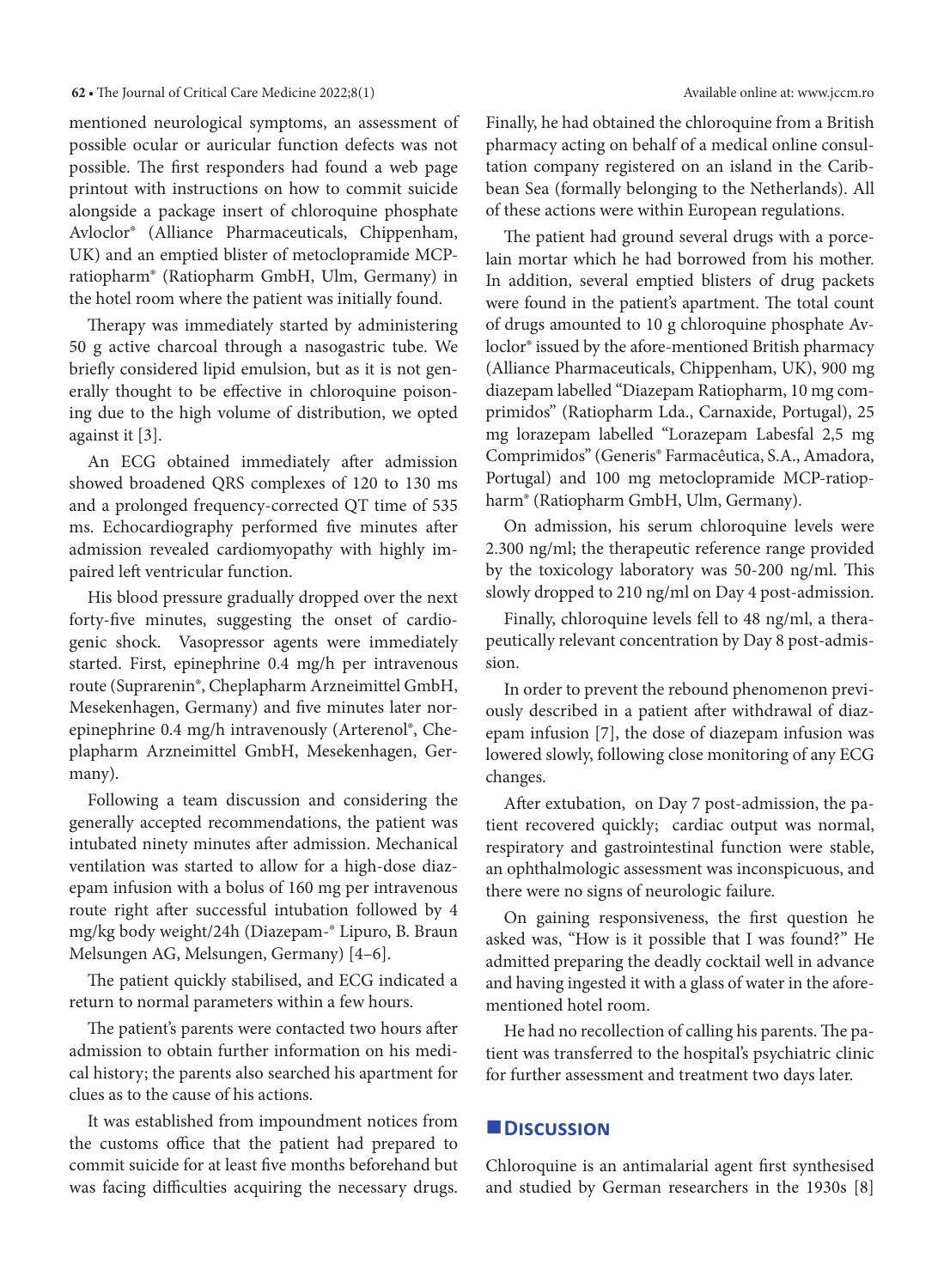mentioned neurological symptoms, an assessment of possible ocular or auricular function defects was not possible. The first responders had found a web page printout with instructions on how to commit suicide alongside a package insert of chloroquine phosphate Avloclor® (Alliance Pharmaceuticals, Chippenham, UK) and an emptied blister of metoclopramide MCP-ratiopharm® (Ratiopharm GmbH, Ulm, Germany) in the hotel room where the patient was initially found.

Therapy was immediately started by administering 50 g active charcoal through a nasogastric tube. We briefly considered lipid emulsion, but as it is not generally thought to be effective in chloroquine poisoning due to the high volume of distribution, we opted against it [3].

An ECG obtained immediately after admission showed broadened QRS complexes of 120 to 130 ms and a prolonged frequency-corrected QT time of 535 ms. Echocardiography performed five minutes after admission revealed cardiomyopathy with highly impaired left ventricular function.

His blood pressure gradually dropped over the next forty-five minutes, suggesting the onset of cardiogenic shock. Vasopressor agents were immediately started. First, epinephrine 0.4 mg/h per intravenous route (Suprarenin®, Cheplapharm Arzneimittel GmbH, Mesekenhagen, Germany) and five minutes later norepinephrine 0.4 mg/h intravenously (Arterenol®, Cheplapharm Arzneimittel GmbH, Mesekenhagen, Germany).

Following a team discussion and considering the generally accepted recommendations, the patient was intubated ninety minutes after admission. Mechanical ventilation was started to allow for a high-dose diazepam infusion with a bolus of 160 mg per intravenous route right after successful intubation followed by 4 mg/kg body weight/24h (Diazepam-® Lipuro, B. Braun Melsungen AG, Melsungen, Germany) [4–6].

The patient quickly stabilised, and ECG indicated a return to normal parameters within a few hours.

The patient's parents were contacted two hours after admission to obtain further information on his medical history; the parents also searched his apartment for clues as to the cause of his actions.

It was established from impoundment notices from the customs office that the patient had prepared to commit suicide for at least five months beforehand but was facing difficulties acquiring the necessary drugs. Finally, he had obtained the chloroquine from a British pharmacy acting on behalf of a medical online consultation company registered on an island in the Caribbean Sea (formally belonging to the Netherlands). All of these actions were within European regulations.

The patient had ground several drugs with a porcelain mortar which he had borrowed from his mother. In addition, several emptied blisters of drug packets were found in the patient's apartment. The total count of drugs amounted to 10 g chloroquine phosphate Avloclor® issued by the afore-mentioned British pharmacy (Alliance Pharmaceuticals, Chippenham, UK), 900 mg diazepam labelled "Diazepam Ratiopharm, 10 mg comprimidos" (Ratiopharm Lda., Carnaxide, Portugal), 25 mg lorazepam labelled "Lorazepam Labesfal 2,5 mg Comprimidos" (Generis® Farmacêutica, S.A., Amadora, Portugal) and 100 mg metoclopramide MCP-ratiopharm® (Ratiopharm GmbH, Ulm, Germany).

On admission, his serum chloroquine levels were 2.300 ng/ml; the therapeutic reference range provided by the toxicology laboratory was 50-200 ng/ml. This slowly dropped to 210 ng/ml on Day 4 post-admission.

Finally, chloroquine levels fell to 48 ng/ml, a therapeutically relevant concentration by Day 8 post-admission.

In order to prevent the rebound phenomenon previously described in a patient after withdrawal of diazepam infusion [7], the dose of diazepam infusion was lowered slowly, following close monitoring of any ECG changes.

After extubation, on Day 7 post-admission, the patient recovered quickly; cardiac output was normal, respiratory and gastrointestinal function were stable, an ophthalmologic assessment was inconspicuous, and there were no signs of neurologic failure.

On gaining responsiveness, the first question he asked was, "How is it possible that I was found?" He admitted preparing the deadly cocktail well in advance and having ingested it with a glass of water in the afore-mentioned hotel room.

He had no recollection of calling his parents. The patient was transferred to the hospital's psychiatric clinic for further assessment and treatment two days later.

## Discussion

Chloroquine is an antimalarial agent first synthesised and studied by German researchers in the 1930s [8]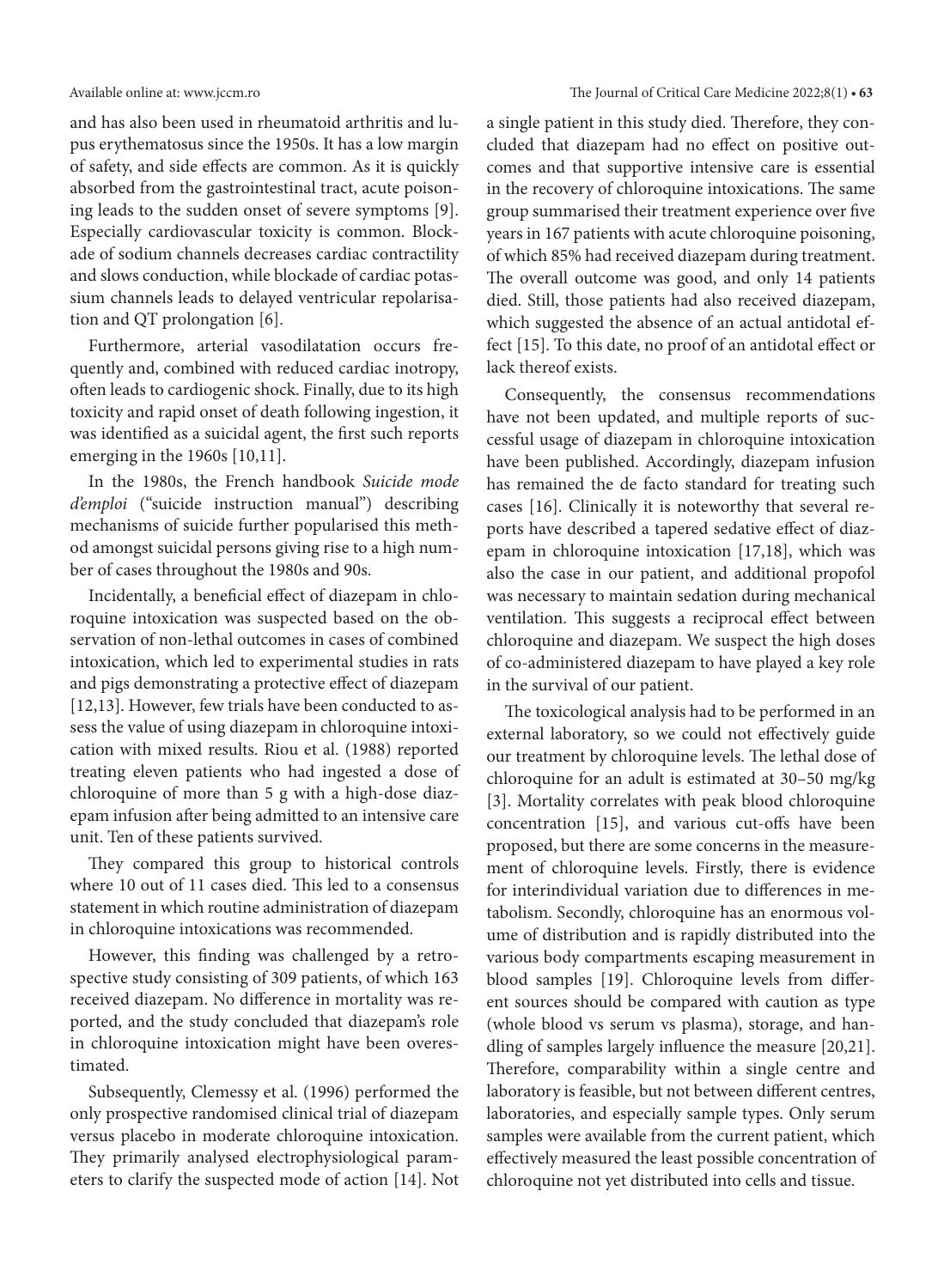and has also been used in rheumatoid arthritis and lupus erythematosus since the 1950s. It has a low margin of safety, and side effects are common. As it is quickly absorbed from the gastrointestinal tract, acute poisoning leads to the sudden onset of severe symptoms [9]. Especially cardiovascular toxicity is common. Blockade of sodium channels decreases cardiac contractility and slows conduction, while blockade of cardiac potassium channels leads to delayed ventricular repolarisation and QT prolongation [6].

Furthermore, arterial vasodilatation occurs frequently and, combined with reduced cardiac inotropy, often leads to cardiogenic shock. Finally, due to its high toxicity and rapid onset of death following ingestion, it was identified as a suicidal agent, the first such reports emerging in the 1960s [10,11].

In the 1980s, the French handbook *Suicide mode d'emploi* ("suicide instruction manual") describing mechanisms of suicide further popularised this method amongst suicidal persons giving rise to a high number of cases throughout the 1980s and 90s.

Incidentally, a beneficial effect of diazepam in chloroquine intoxication was suspected based on the observation of non-lethal outcomes in cases of combined intoxication, which led to experimental studies in rats and pigs demonstrating a protective effect of diazepam [12,13]. However, few trials have been conducted to assess the value of using diazepam in chloroquine intoxication with mixed results. Riou et al. (1988) reported treating eleven patients who had ingested a dose of chloroquine of more than 5 g with a high-dose diazepam infusion after being admitted to an intensive care unit. Ten of these patients survived.

They compared this group to historical controls where 10 out of 11 cases died. This led to a consensus statement in which routine administration of diazepam in chloroquine intoxications was recommended.

However, this finding was challenged by a retrospective study consisting of 309 patients, of which 163 received diazepam. No difference in mortality was reported, and the study concluded that diazepam's role in chloroquine intoxication might have been overestimated.

Subsequently, Clemessy et al. (1996) performed the only prospective randomised clinical trial of diazepam versus placebo in moderate chloroquine intoxication. They primarily analysed electrophysiological parameters to clarify the suspected mode of action [14]. Not a single patient in this study died. Therefore, they concluded that diazepam had no effect on positive outcomes and that supportive intensive care is essential in the recovery of chloroquine intoxications. The same group summarised their treatment experience over five years in 167 patients with acute chloroquine poisoning, of which 85% had received diazepam during treatment. The overall outcome was good, and only 14 patients died. Still, those patients had also received diazepam, which suggested the absence of an actual antidotal effect [15]. To this date, no proof of an antidotal effect or lack thereof exists.

Consequently, the consensus recommendations have not been updated, and multiple reports of successful usage of diazepam in chloroquine intoxication have been published. Accordingly, diazepam infusion has remained the de facto standard for treating such cases [16]. Clinically it is noteworthy that several reports have described a tapered sedative effect of diazepam in chloroquine intoxication [17,18], which was also the case in our patient, and additional propofol was necessary to maintain sedation during mechanical ventilation. This suggests a reciprocal effect between chloroquine and diazepam. We suspect the high doses of co-administered diazepam to have played a key role in the survival of our patient.

The toxicological analysis had to be performed in an external laboratory, so we could not effectively guide our treatment by chloroquine levels. The lethal dose of chloroquine for an adult is estimated at 30–50 mg/kg [3]. Mortality correlates with peak blood chloroquine concentration [15], and various cut-offs have been proposed, but there are some concerns in the measurement of chloroquine levels. Firstly, there is evidence for interindividual variation due to differences in metabolism. Secondly, chloroquine has an enormous volume of distribution and is rapidly distributed into the various body compartments escaping measurement in blood samples [19]. Chloroquine levels from different sources should be compared with caution as type (whole blood vs serum vs plasma), storage, and handling of samples largely influence the measure [20,21]. Therefore, comparability within a single centre and laboratory is feasible, but not between different centres, laboratories, and especially sample types. Only serum samples were available from the current patient, which effectively measured the least possible concentration of chloroquine not yet distributed into cells and tissue.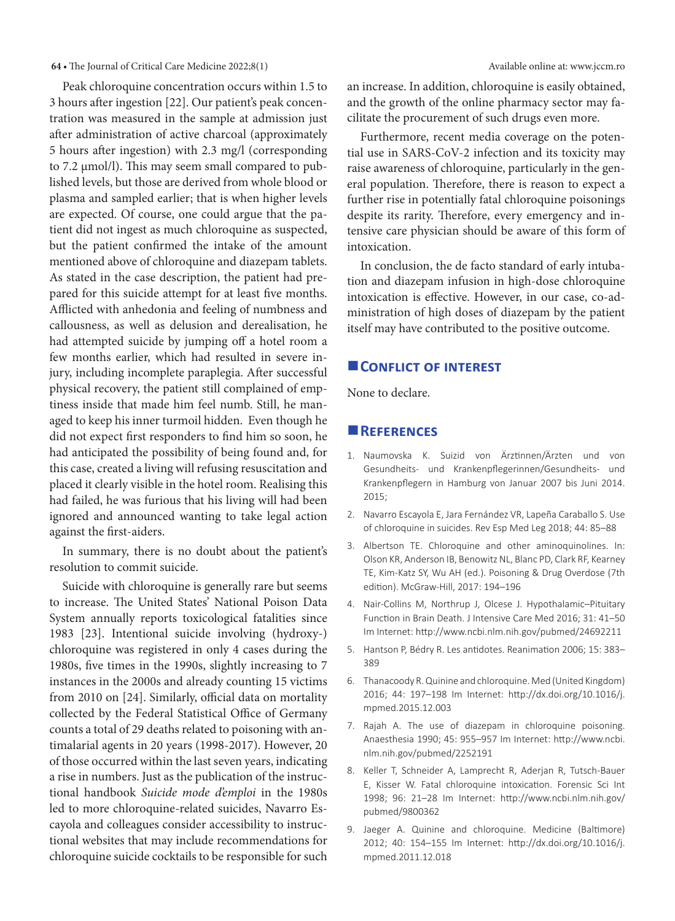Peak chloroquine concentration occurs within 1.5 to 3 hours after ingestion [22]. Our patient's peak concentration was measured in the sample at admission just after administration of active charcoal (approximately 5 hours after ingestion) with 2.3 mg/l (corresponding to 7.2 µmol/l). This may seem small compared to published levels, but those are derived from whole blood or plasma and sampled earlier; that is when higher levels are expected. Of course, one could argue that the patient did not ingest as much chloroquine as suspected, but the patient confirmed the intake of the amount mentioned above of chloroquine and diazepam tablets. As stated in the case description, the patient had prepared for this suicide attempt for at least five months. Afflicted with anhedonia and feeling of numbness and callousness, as well as delusion and derealisation, he had attempted suicide by jumping off a hotel room a few months earlier, which had resulted in severe injury, including incomplete paraplegia. After successful physical recovery, the patient still complained of emptiness inside that made him feel numb. Still, he managed to keep his inner turmoil hidden. Even though he did not expect first responders to find him so soon, he had anticipated the possibility of being found and, for this case, created a living will refusing resuscitation and placed it clearly visible in the hotel room. Realising this had failed, he was furious that his living will had been ignored and announced wanting to take legal action against the first-aiders.

In summary, there is no doubt about the patient's resolution to commit suicide.

Suicide with chloroquine is generally rare but seems to increase. The United States' National Poison Data System annually reports toxicological fatalities since 1983 [23]. Intentional suicide involving (hydroxy-) chloroquine was registered in only 4 cases during the 1980s, five times in the 1990s, slightly increasing to 7 instances in the 2000s and already counting 15 victims from 2010 on [24]. Similarly, official data on mortality collected by the Federal Statistical Office of Germany counts a total of 29 deaths related to poisoning with antimalarial agents in 20 years (1998-2017). However, 20 of those occurred within the last seven years, indicating a rise in numbers. Just as the publication of the instructional handbook *Suicide mode d'emploi* in the 1980s led to more chloroquine-related suicides, Navarro Escayola and colleagues consider accessibility to instructional websites that may include recommendations for chloroquine suicide cocktails to be responsible for such an increase. In addition, chloroquine is easily obtained, and the growth of the online pharmacy sector may facilitate the procurement of such drugs even more.

Furthermore, recent media coverage on the potential use in SARS-CoV-2 infection and its toxicity may raise awareness of chloroquine, particularly in the general population. Therefore, there is reason to expect a further rise in potentially fatal chloroquine poisonings despite its rarity. Therefore, every emergency and intensive care physician should be aware of this form of intoxication.

In conclusion, the de facto standard of early intubation and diazepam infusion in high-dose chloroquine intoxication is effective. However, in our case, co-administration of high doses of diazepam by the patient itself may have contributed to the positive outcome.

## Conflict of interest

None to declare.

## References

1. Naumovska K. Suizid von Ärztinnen/Ärzten und von Gesundheits- und Krankenpflegerinnen/Gesundheits- und Krankenpflegern in Hamburg von Januar 2007 bis Juni 2014. 2015;
2. Navarro Escayola E, Jara Fernández VR, Lapeña Caraballo S. Use of chloroquine in suicides. Rev Esp Med Leg 2018; 44: 85–88
3. Albertson TE. Chloroquine and other aminoquinolines. In: Olson KR, Anderson IB, Benowitz NL, Blanc PD, Clark RF, Kearney TE, Kim-Katz SY, Wu AH (ed.). Poisoning & Drug Overdose (7th edition). McGraw-Hill, 2017: 194–196
4. Nair-Collins M, Northrup J, Olcese J. Hypothalamic–Pituitary Function in Brain Death. J Intensive Care Med 2016; 31: 41–50 Im Internet: http://www.ncbi.nlm.nih.gov/pubmed/24692211
5. Hantson P, Bédry R. Les antidotes. Reanimation 2006; 15: 383–389
6. Thanacoody R. Quinine and chloroquine. Med (United Kingdom) 2016; 44: 197–198 Im Internet: http://dx.doi.org/10.1016/j.mpmed.2015.12.003
7. Rajah A. The use of diazepam in chloroquine poisoning. Anaesthesia 1990; 45: 955–957 Im Internet: http://www.ncbi.nlm.nih.gov/pubmed/2252191
8. Keller T, Schneider A, Lamprecht R, Aderjan R, Tutsch-Bauer E, Kisser W. Fatal chloroquine intoxication. Forensic Sci Int 1998; 96: 21–28 Im Internet: http://www.ncbi.nlm.nih.gov/pubmed/9800362
9. Jaeger A. Quinine and chloroquine. Medicine (Baltimore) 2012; 40: 154–155 Im Internet: http://dx.doi.org/10.1016/j.mpmed.2011.12.018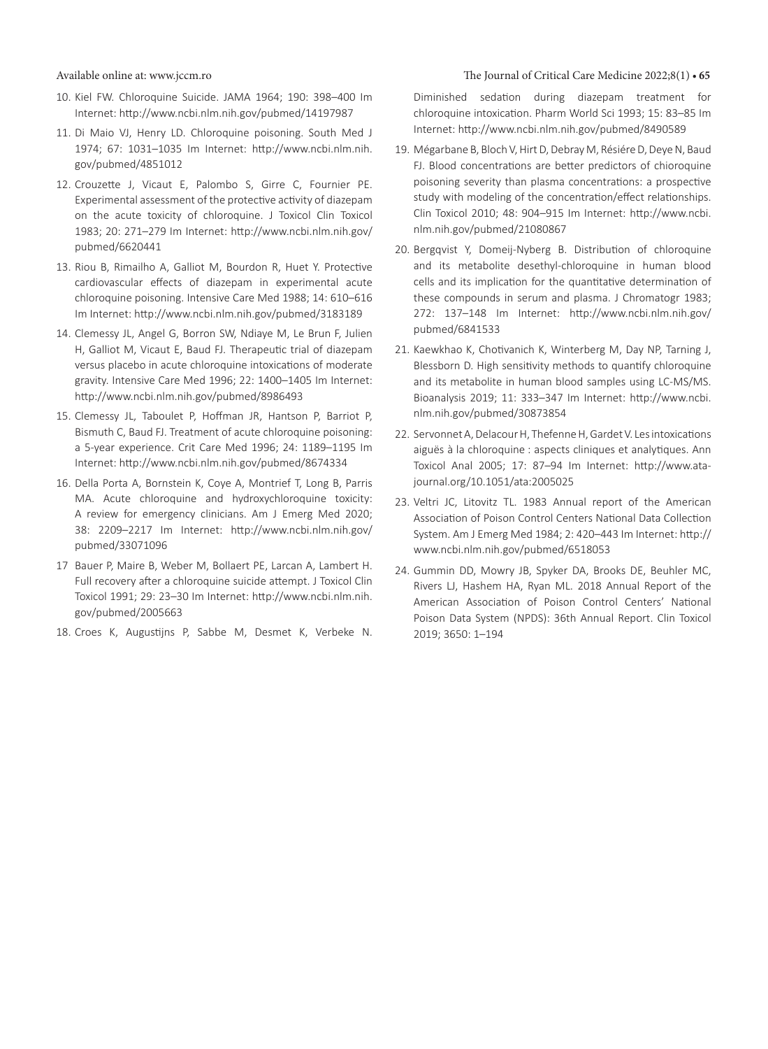10. Kiel FW. Chloroquine Suicide. JAMA 1964; 190: 398–400 Im Internet: http://www.ncbi.nlm.nih.gov/pubmed/14197987
11. Di Maio VJ, Henry LD. Chloroquine poisoning. South Med J 1974; 67: 1031–1035 Im Internet: http://www.ncbi.nlm.nih.gov/pubmed/4851012
12. Crouzette J, Vicaut E, Palombo S, Girre C, Fournier PE. Experimental assessment of the protective activity of diazepam on the acute toxicity of chloroquine. J Toxicol Clin Toxicol 1983; 20: 271–279 Im Internet: http://www.ncbi.nlm.nih.gov/pubmed/6620441
13. Riou B, Rimailho A, Galliot M, Bourdon R, Huet Y. Protective cardiovascular effects of diazepam in experimental acute chloroquine poisoning. Intensive Care Med 1988; 14: 610–616 Im Internet: http://www.ncbi.nlm.nih.gov/pubmed/3183189
14. Clemessy JL, Angel G, Borron SW, Ndiaye M, Le Brun F, Julien H, Galliot M, Vicaut E, Baud FJ. Therapeutic trial of diazepam versus placebo in acute chloroquine intoxications of moderate gravity. Intensive Care Med 1996; 22: 1400–1405 Im Internet: http://www.ncbi.nlm.nih.gov/pubmed/8986493
15. Clemessy JL, Taboulet P, Hoffman JR, Hantson P, Barriot P, Bismuth C, Baud FJ. Treatment of acute chloroquine poisoning: a 5-year experience. Crit Care Med 1996; 24: 1189–1195 Im Internet: http://www.ncbi.nlm.nih.gov/pubmed/8674334
16. Della Porta A, Bornstein K, Coye A, Montrief T, Long B, Parris MA. Acute chloroquine and hydroxychloroquine toxicity: A review for emergency clinicians. Am J Emerg Med 2020; 38: 2209–2217 Im Internet: http://www.ncbi.nlm.nih.gov/pubmed/33071096
17 Bauer P, Maire B, Weber M, Bollaert PE, Larcan A, Lambert H. Full recovery after a chloroquine suicide attempt. J Toxicol Clin Toxicol 1991; 29: 23–30 Im Internet: http://www.ncbi.nlm.nih.gov/pubmed/2005663
18. Croes K, Augustijns P, Sabbe M, Desmet K, Verbeke N. Diminished sedation during diazepam treatment for chloroquine intoxication. Pharm World Sci 1993; 15: 83–85 Im Internet: http://www.ncbi.nlm.nih.gov/pubmed/8490589
19. Mégarbane B, Bloch V, Hirt D, Debray M, Résiére D, Deye N, Baud FJ. Blood concentrations are better predictors of chioroquine poisoning severity than plasma concentrations: a prospective study with modeling of the concentration/effect relationships. Clin Toxicol 2010; 48: 904–915 Im Internet: http://www.ncbi.nlm.nih.gov/pubmed/21080867
20. Bergqvist Y, Domeij-Nyberg B. Distribution of chloroquine and its metabolite desethyl-chloroquine in human blood cells and its implication for the quantitative determination of these compounds in serum and plasma. J Chromatogr 1983; 272: 137–148 Im Internet: http://www.ncbi.nlm.nih.gov/pubmed/6841533
21. Kaewkhao K, Chotivanich K, Winterberg M, Day NP, Tarning J, Blessborn D. High sensitivity methods to quantify chloroquine and its metabolite in human blood samples using LC-MS/MS. Bioanalysis 2019; 11: 333–347 Im Internet: http://www.ncbi.nlm.nih.gov/pubmed/30873854
22. Servonnet A, Delacour H, Thefenne H, Gardet V. Les intoxications aiguës à la chloroquine : aspects cliniques et analytiques. Ann Toxicol Anal 2005; 17: 87–94 Im Internet: http://www.ata-journal.org/10.1051/ata:2005025
23. Veltri JC, Litovitz TL. 1983 Annual report of the American Association of Poison Control Centers National Data Collection System. Am J Emerg Med 1984; 2: 420–443 Im Internet: http://www.ncbi.nlm.nih.gov/pubmed/6518053
24. Gummin DD, Mowry JB, Spyker DA, Brooks DE, Beuhler MC, Rivers LJ, Hashem HA, Ryan ML. 2018 Annual Report of the American Association of Poison Control Centers' National Poison Data System (NPDS): 36th Annual Report. Clin Toxicol 2019; 3650: 1–194